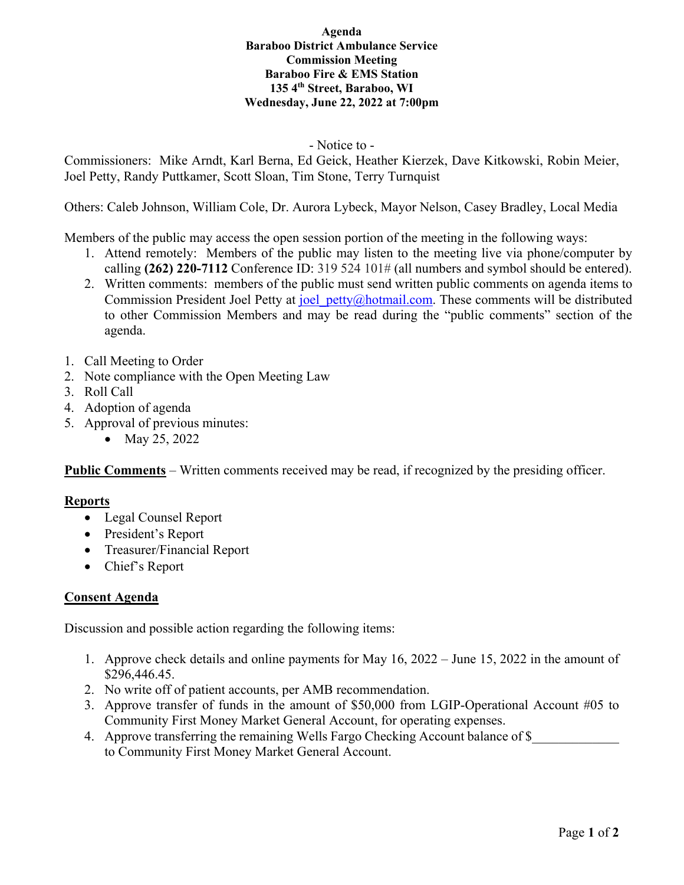**Agenda**
**Baraboo District Ambulance Service**
**Commission Meeting**
**Baraboo Fire & EMS Station**
**135 4th Street, Baraboo, WI**
**Wednesday, June 22, 2022 at 7:00pm**

\- Notice to -

Commissioners: Mike Arndt, Karl Berna, Ed Geick, Heather Kierzek, Dave Kitkowski, Robin Meier, Joel Petty, Randy Puttkamer, Scott Sloan, Tim Stone, Terry Turnquist

Others: Caleb Johnson, William Cole, Dr. Aurora Lybeck, Mayor Nelson, Casey Bradley, Local Media

Members of the public may access the open session portion of the meeting in the following ways:

1. Attend remotely: Members of the public may listen to the meeting live via phone/computer by calling **(262) 220-7112** Conference ID: 319 524 101# (all numbers and symbol should be entered).
2. Written comments: members of the public must send written public comments on agenda items to Commission President Joel Petty at joel_petty@hotmail.com. These comments will be distributed to other Commission Members and may be read during the "public comments" section of the agenda.

1. Call Meeting to Order
2. Note compliance with the Open Meeting Law
3. Roll Call
4. Adoption of agenda
5. Approval of previous minutes:
   - May 25, 2022

**Public Comments** – Written comments received may be read, if recognized by the presiding officer.

**Reports**

- Legal Counsel Report
- President's Report
- Treasurer/Financial Report
- Chief's Report

**Consent Agenda**

Discussion and possible action regarding the following items:

1. Approve check details and online payments for May 16, 2022 – June 15, 2022 in the amount of $296,446.45.
2. No write off of patient accounts, per AMB recommendation.
3. Approve transfer of funds in the amount of $50,000 from LGIP-Operational Account #05 to Community First Money Market General Account, for operating expenses.
4. Approve transferring the remaining Wells Fargo Checking Account balance of $_____________ to Community First Money Market General Account.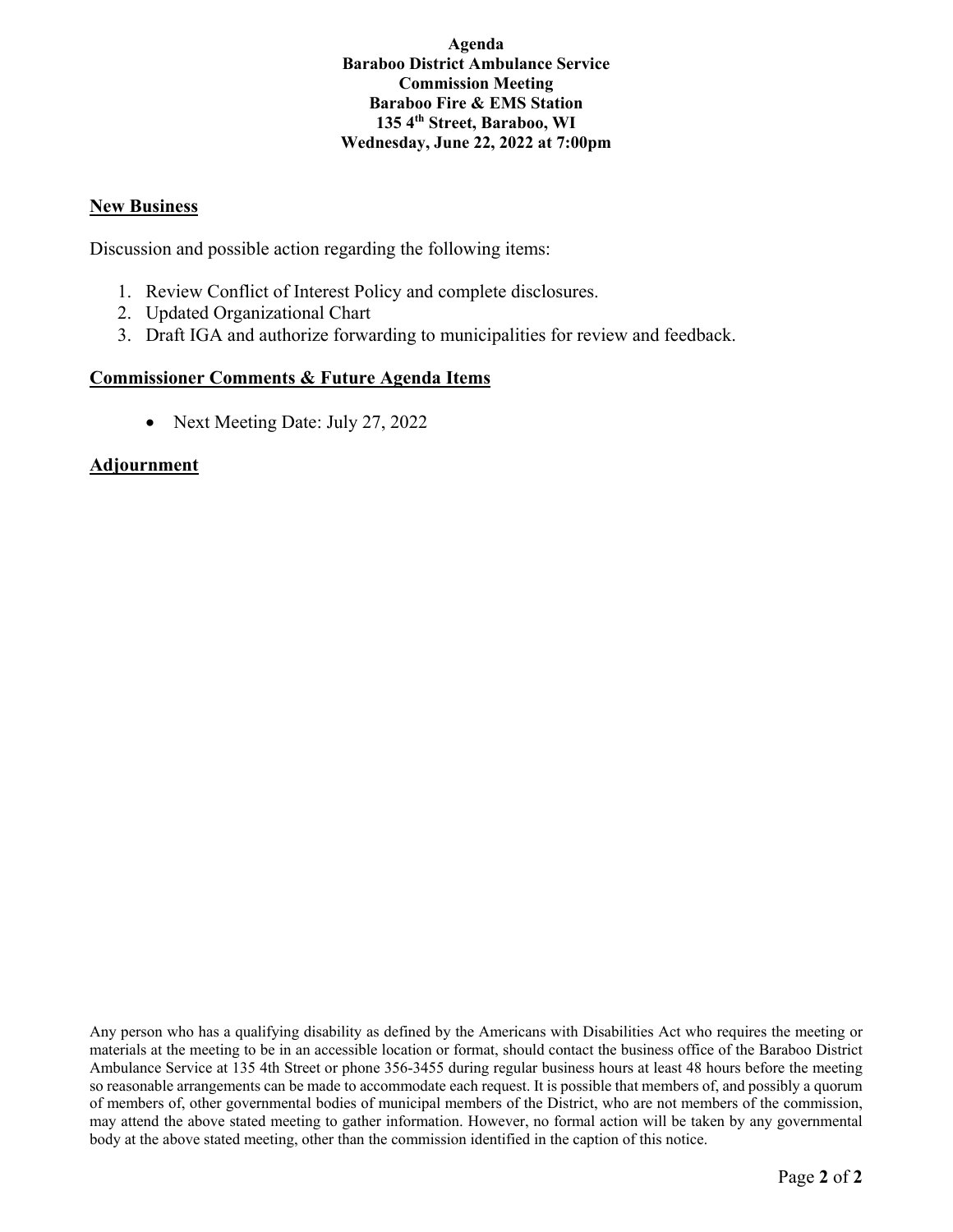**Agenda**
**Baraboo District Ambulance Service**
**Commission Meeting**
**Baraboo Fire & EMS Station**
**135 4th Street, Baraboo, WI**
**Wednesday, June 22, 2022 at 7:00pm**

## New Business

Discussion and possible action regarding the following items:

1. Review Conflict of Interest Policy and complete disclosures.
2. Updated Organizational Chart
3. Draft IGA and authorize forwarding to municipalities for review and feedback.

## Commissioner Comments & Future Agenda Items

- Next Meeting Date: July 27, 2022

## Adjournment

Any person who has a qualifying disability as defined by the Americans with Disabilities Act who requires the meeting or materials at the meeting to be in an accessible location or format, should contact the business office of the Baraboo District Ambulance Service at 135 4th Street or phone 356-3455 during regular business hours at least 48 hours before the meeting so reasonable arrangements can be made to accommodate each request. It is possible that members of, and possibly a quorum of members of, other governmental bodies of municipal members of the District, who are not members of the commission, may attend the above stated meeting to gather information. However, no formal action will be taken by any governmental body at the above stated meeting, other than the commission identified in the caption of this notice.